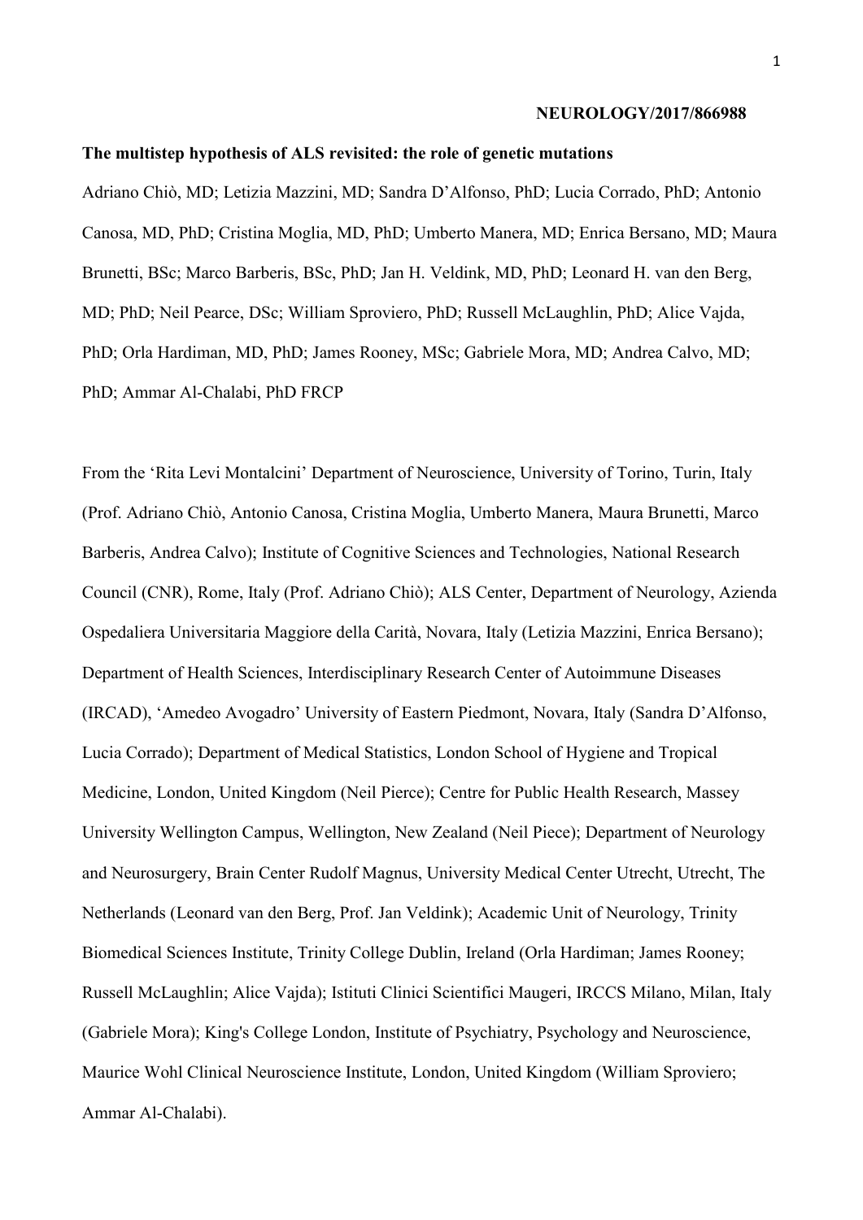**NEUROLOGY/2017/866988**

**The multistep hypothesis of ALS revisited: the role of genetic mutations**

Adriano Chiò, MD; Letizia Mazzini, MD; Sandra D'Alfonso, PhD; Lucia Corrado, PhD; Antonio Canosa, MD, PhD; Cristina Moglia, MD, PhD; Umberto Manera, MD; Enrica Bersano, MD; Maura Brunetti, BSc; Marco Barberis, BSc, PhD; Jan H. Veldink, MD, PhD; Leonard H. van den Berg, MD; PhD; Neil Pearce, DSc; William Sproviero, PhD; Russell McLaughlin, PhD; Alice Vajda, PhD; Orla Hardiman, MD, PhD; James Rooney, MSc; Gabriele Mora, MD; Andrea Calvo, MD; PhD; Ammar Al-Chalabi, PhD FRCP

From the 'Rita Levi Montalcini' Department of Neuroscience, University of Torino, Turin, Italy (Prof. Adriano Chiò, Antonio Canosa, Cristina Moglia, Umberto Manera, Maura Brunetti, Marco Barberis, Andrea Calvo); Institute of Cognitive Sciences and Technologies, National Research Council (CNR), Rome, Italy (Prof. Adriano Chiò); ALS Center, Department of Neurology, Azienda Ospedaliera Universitaria Maggiore della Carità, Novara, Italy (Letizia Mazzini, Enrica Bersano); Department of Health Sciences, Interdisciplinary Research Center of Autoimmune Diseases (IRCAD), 'Amedeo Avogadro' University of Eastern Piedmont, Novara, Italy (Sandra D'Alfonso, Lucia Corrado); Department of Medical Statistics, London School of Hygiene and Tropical Medicine, London, United Kingdom (Neil Pierce); Centre for Public Health Research, Massey University Wellington Campus, Wellington, New Zealand (Neil Piece); Department of Neurology and Neurosurgery, Brain Center Rudolf Magnus, University Medical Center Utrecht, Utrecht, The Netherlands (Leonard van den Berg, Prof. Jan Veldink); Academic Unit of Neurology, Trinity Biomedical Sciences Institute, Trinity College Dublin, Ireland (Orla Hardiman; James Rooney; Russell McLaughlin; Alice Vajda); Istituti Clinici Scientifici Maugeri, IRCCS Milano, Milan, Italy (Gabriele Mora); King's College London, Institute of Psychiatry, Psychology and Neuroscience, Maurice Wohl Clinical Neuroscience Institute, London, United Kingdom (William Sproviero; Ammar Al-Chalabi).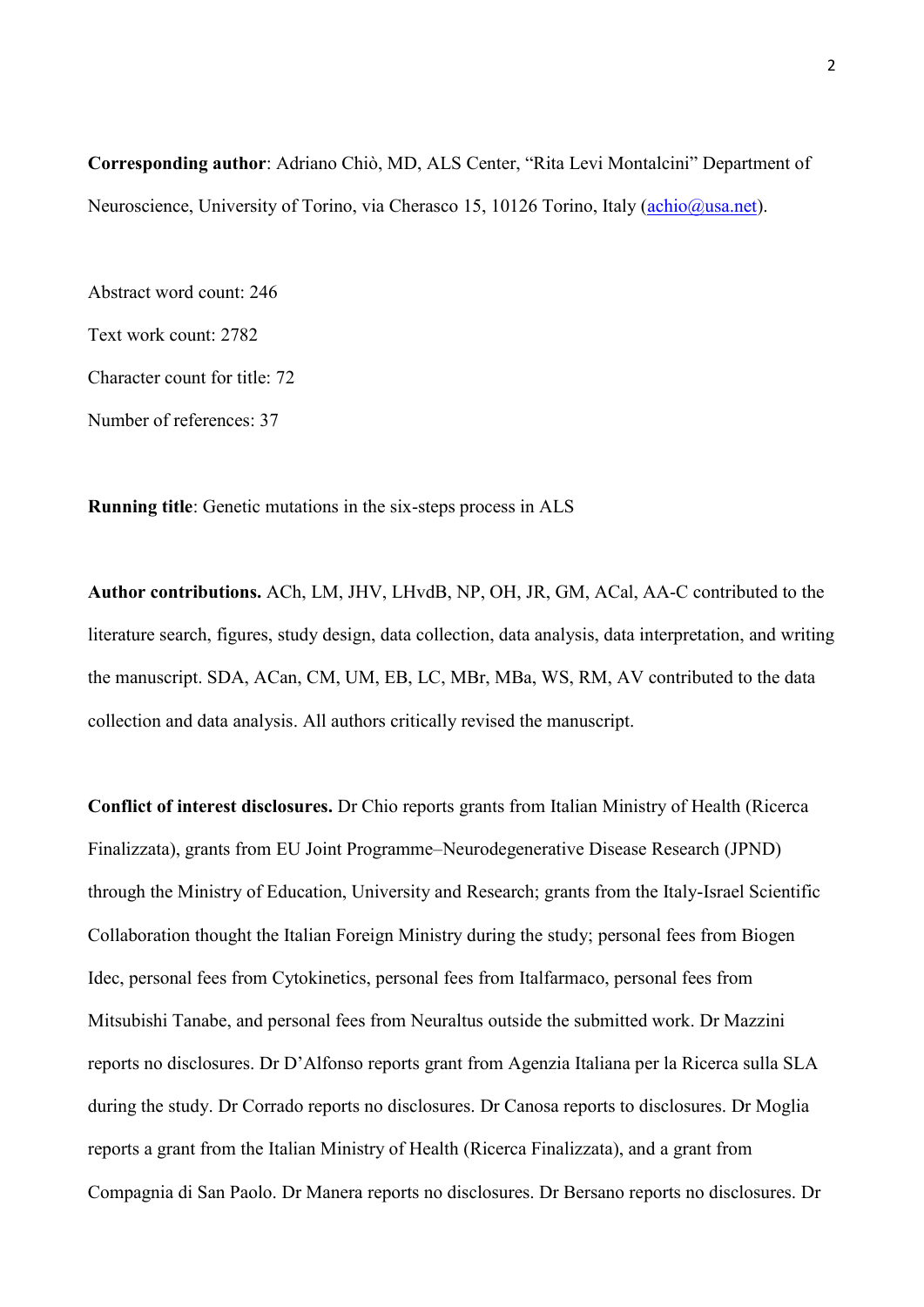**Corresponding author**: Adriano Chiò, MD, ALS Center, "Rita Levi Montalcini" Department of Neuroscience, University of Torino, via Cherasco 15, 10126 Torino, Italy (achio@usa.net).

Abstract word count: 246

Text work count: 2782

Character count for title: 72

Number of references: 37

**Running title**: Genetic mutations in the six-steps process in ALS

**Author contributions.** ACh, LM, JHV, LHvdB, NP, OH, JR, GM, ACal, AA-C contributed to the literature search, figures, study design, data collection, data analysis, data interpretation, and writing the manuscript. SDA, ACan, CM, UM, EB, LC, MBr, MBa, WS, RM, AV contributed to the data collection and data analysis. All authors critically revised the manuscript.

**Conflict of interest disclosures.** Dr Chio reports grants from Italian Ministry of Health (Ricerca Finalizzata), grants from EU Joint Programme–Neurodegenerative Disease Research (JPND) through the Ministry of Education, University and Research; grants from the Italy-Israel Scientific Collaboration thought the Italian Foreign Ministry during the study; personal fees from Biogen Idec, personal fees from Cytokinetics, personal fees from Italfarmaco, personal fees from Mitsubishi Tanabe, and personal fees from Neuraltus outside the submitted work. Dr Mazzini reports no disclosures. Dr D'Alfonso reports grant from Agenzia Italiana per la Ricerca sulla SLA during the study. Dr Corrado reports no disclosures. Dr Canosa reports to disclosures. Dr Moglia reports a grant from the Italian Ministry of Health (Ricerca Finalizzata), and a grant from Compagnia di San Paolo. Dr Manera reports no disclosures. Dr Bersano reports no disclosures. Dr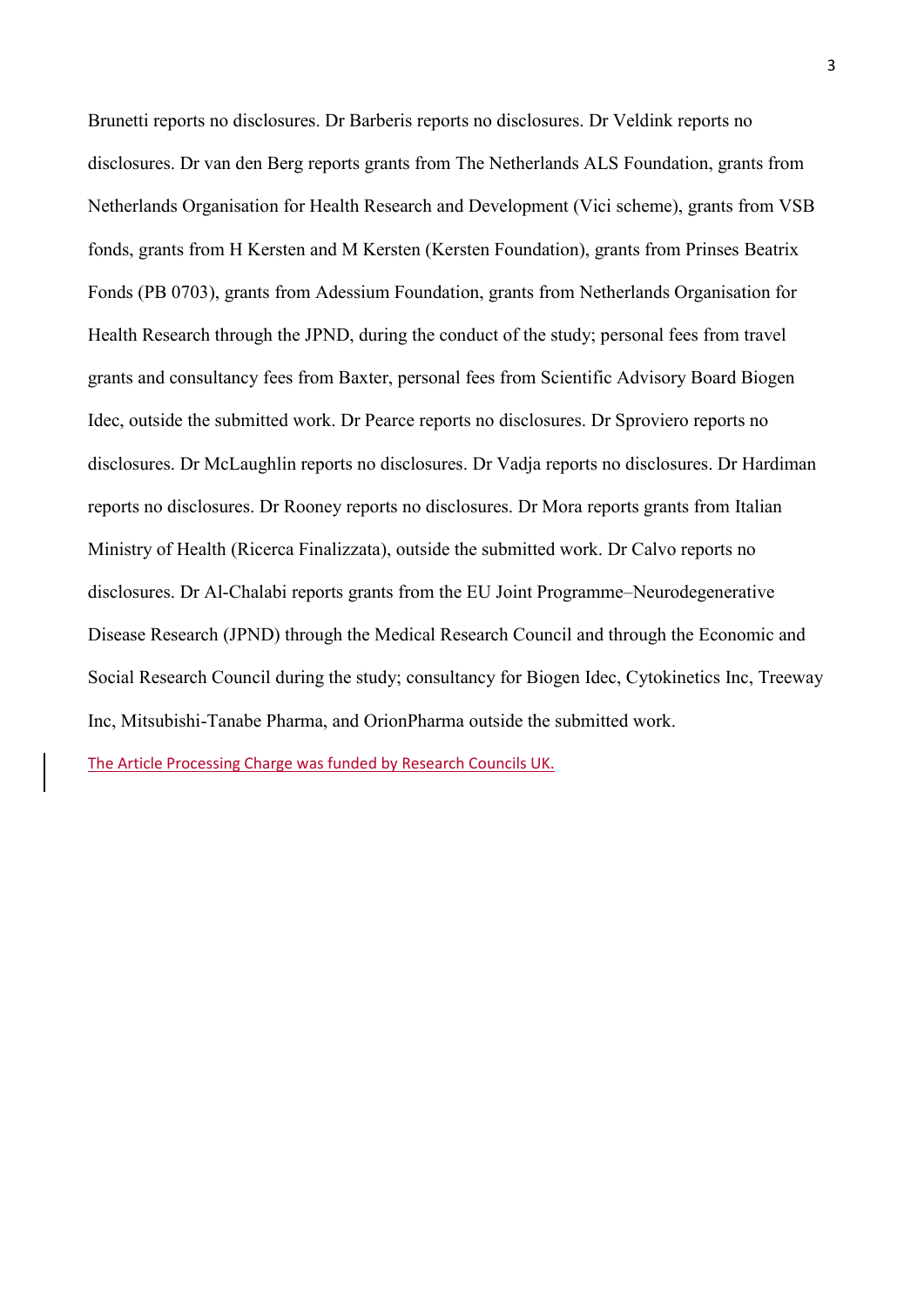Brunetti reports no disclosures. Dr Barberis reports no disclosures. Dr Veldink reports no disclosures. Dr van den Berg reports grants from The Netherlands ALS Foundation, grants from Netherlands Organisation for Health Research and Development (Vici scheme), grants from VSB fonds, grants from H Kersten and M Kersten (Kersten Foundation), grants from Prinses Beatrix Fonds (PB 0703), grants from Adessium Foundation, grants from Netherlands Organisation for Health Research through the JPND, during the conduct of the study; personal fees from travel grants and consultancy fees from Baxter, personal fees from Scientific Advisory Board Biogen Idec, outside the submitted work. Dr Pearce reports no disclosures. Dr Sproviero reports no disclosures. Dr McLaughlin reports no disclosures. Dr Vadja reports no disclosures. Dr Hardiman reports no disclosures. Dr Rooney reports no disclosures. Dr Mora reports grants from Italian Ministry of Health (Ricerca Finalizzata), outside the submitted work. Dr Calvo reports no disclosures. Dr Al-Chalabi reports grants from the EU Joint Programme–Neurodegenerative Disease Research (JPND) through the Medical Research Council and through the Economic and Social Research Council during the study; consultancy for Biogen Idec, Cytokinetics Inc, Treeway Inc, Mitsubishi-Tanabe Pharma, and OrionPharma outside the submitted work.

The Article Processing Charge was funded by Research Councils UK.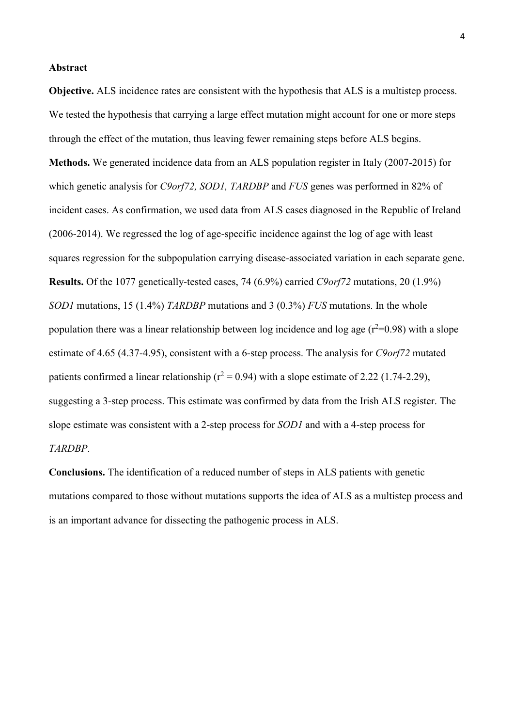**Abstract**

**Objective.** ALS incidence rates are consistent with the hypothesis that ALS is a multistep process. We tested the hypothesis that carrying a large effect mutation might account for one or more steps through the effect of the mutation, thus leaving fewer remaining steps before ALS begins.

**Methods.** We generated incidence data from an ALS population register in Italy (2007-2015) for which genetic analysis for *C9orf72, SOD1, TARDBP* and *FUS* genes was performed in 82% of incident cases. As confirmation, we used data from ALS cases diagnosed in the Republic of Ireland (2006-2014). We regressed the log of age-specific incidence against the log of age with least squares regression for the subpopulation carrying disease-associated variation in each separate gene.

**Results.** Of the 1077 genetically-tested cases, 74 (6.9%) carried *C9orf72* mutations, 20 (1.9%) *SOD1* mutations, 15 (1.4%) *TARDBP* mutations and 3 (0.3%) *FUS* mutations. In the whole population there was a linear relationship between log incidence and log age ($r^2$=0.98) with a slope estimate of 4.65 (4.37-4.95), consistent with a 6-step process. The analysis for *C9orf72* mutated patients confirmed a linear relationship ($r^2$ = 0.94) with a slope estimate of 2.22 (1.74-2.29), suggesting a 3-step process. This estimate was confirmed by data from the Irish ALS register. The slope estimate was consistent with a 2-step process for *SOD1* and with a 4-step process for *TARDBP*.

**Conclusions.** The identification of a reduced number of steps in ALS patients with genetic mutations compared to those without mutations supports the idea of ALS as a multistep process and is an important advance for dissecting the pathogenic process in ALS.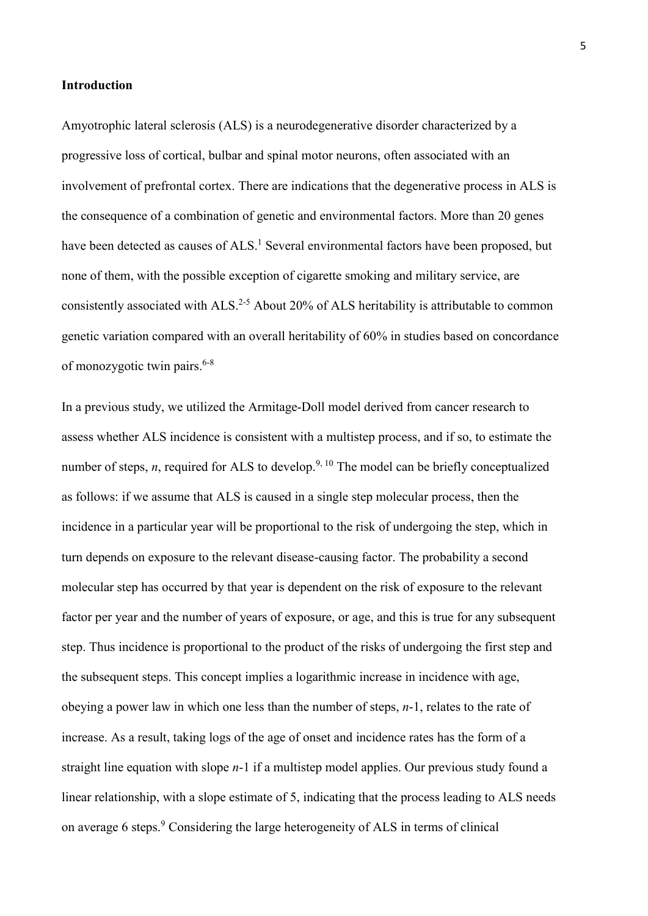## Introduction

Amyotrophic lateral sclerosis (ALS) is a neurodegenerative disorder characterized by a progressive loss of cortical, bulbar and spinal motor neurons, often associated with an involvement of prefrontal cortex. There are indications that the degenerative process in ALS is the consequence of a combination of genetic and environmental factors. More than 20 genes have been detected as causes of ALS.[1] Several environmental factors have been proposed, but none of them, with the possible exception of cigarette smoking and military service, are consistently associated with ALS.[2-5] About 20% of ALS heritability is attributable to common genetic variation compared with an overall heritability of 60% in studies based on concordance of monozygotic twin pairs.[6-8]

In a previous study, we utilized the Armitage-Doll model derived from cancer research to assess whether ALS incidence is consistent with a multistep process, and if so, to estimate the number of steps, *n*, required for ALS to develop.[9, 10] The model can be briefly conceptualized as follows: if we assume that ALS is caused in a single step molecular process, then the incidence in a particular year will be proportional to the risk of undergoing the step, which in turn depends on exposure to the relevant disease-causing factor. The probability a second molecular step has occurred by that year is dependent on the risk of exposure to the relevant factor per year and the number of years of exposure, or age, and this is true for any subsequent step. Thus incidence is proportional to the product of the risks of undergoing the first step and the subsequent steps. This concept implies a logarithmic increase in incidence with age, obeying a power law in which one less than the number of steps, $n$-1, relates to the rate of increase. As a result, taking logs of the age of onset and incidence rates has the form of a straight line equation with slope $n$-1 if a multistep model applies. Our previous study found a linear relationship, with a slope estimate of 5, indicating that the process leading to ALS needs on average 6 steps.[9] Considering the large heterogeneity of ALS in terms of clinical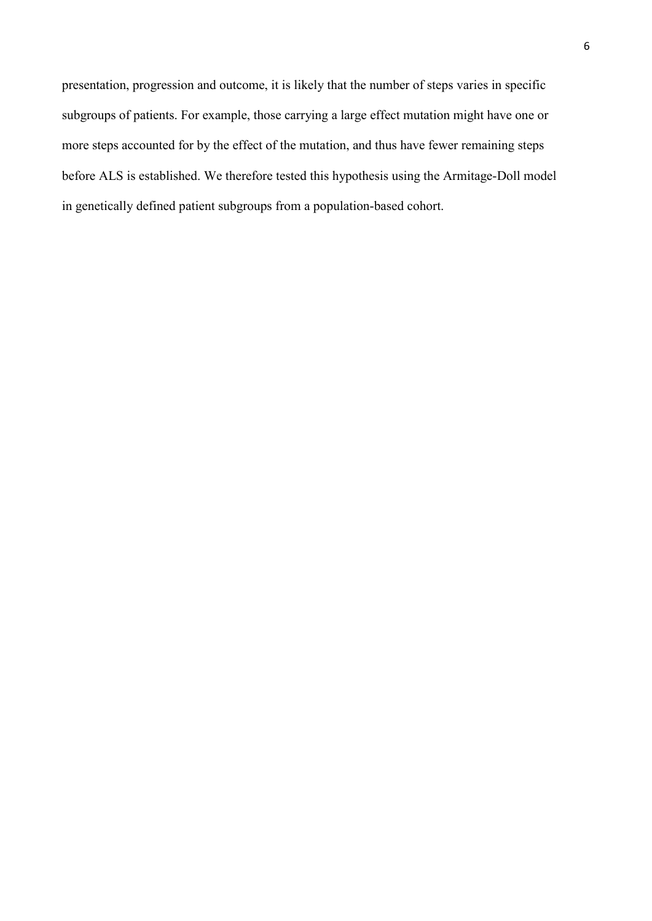presentation, progression and outcome, it is likely that the number of steps varies in specific subgroups of patients. For example, those carrying a large effect mutation might have one or more steps accounted for by the effect of the mutation, and thus have fewer remaining steps before ALS is established. We therefore tested this hypothesis using the Armitage-Doll model in genetically defined patient subgroups from a population-based cohort.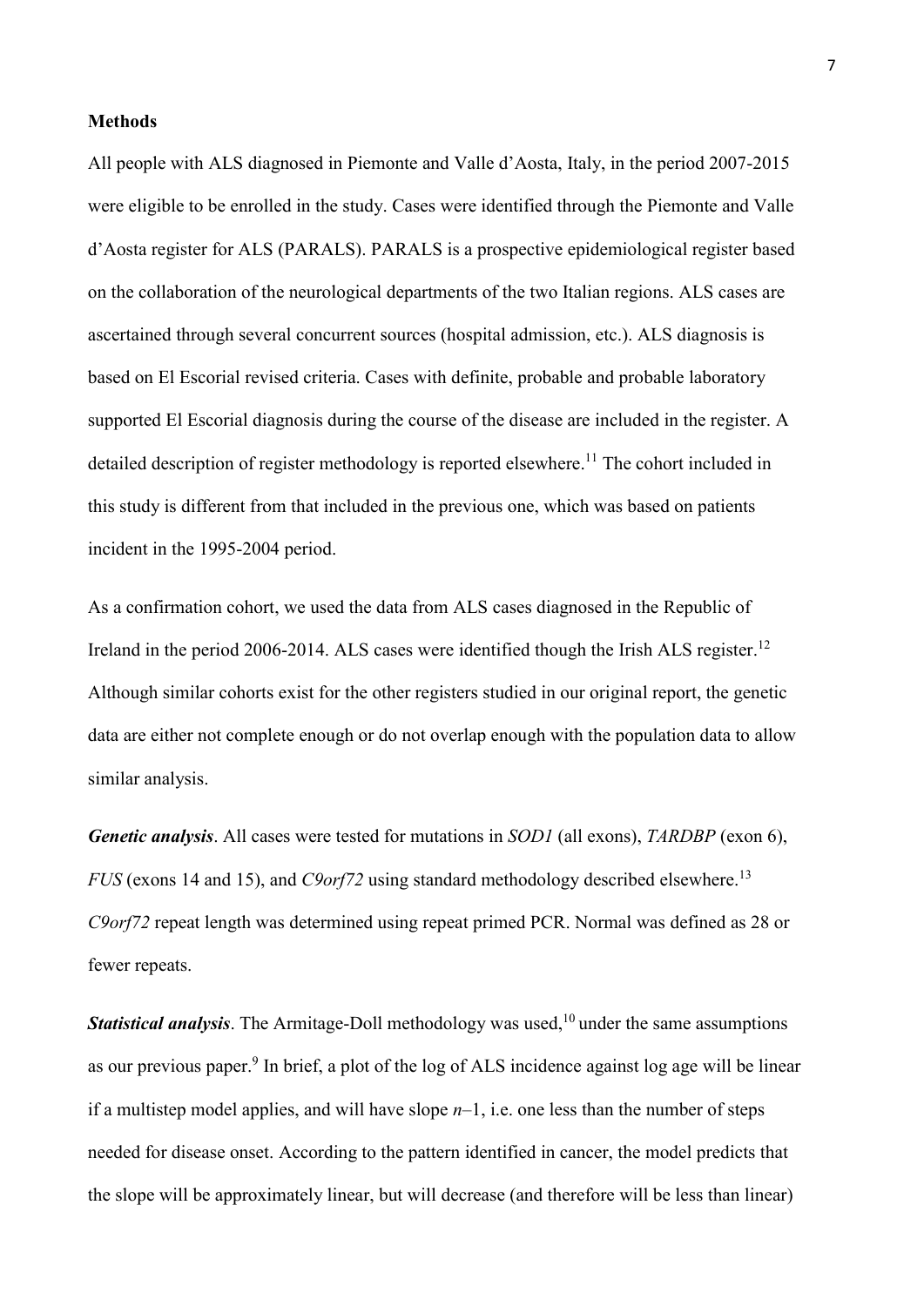## Methods

All people with ALS diagnosed in Piemonte and Valle d'Aosta, Italy, in the period 2007-2015 were eligible to be enrolled in the study. Cases were identified through the Piemonte and Valle d'Aosta register for ALS (PARALS). PARALS is a prospective epidemiological register based on the collaboration of the neurological departments of the two Italian regions. ALS cases are ascertained through several concurrent sources (hospital admission, etc.). ALS diagnosis is based on El Escorial revised criteria. Cases with definite, probable and probable laboratory supported El Escorial diagnosis during the course of the disease are included in the register. A detailed description of register methodology is reported elsewhere.[11] The cohort included in this study is different from that included in the previous one, which was based on patients incident in the 1995-2004 period.

As a confirmation cohort, we used the data from ALS cases diagnosed in the Republic of Ireland in the period 2006-2014. ALS cases were identified though the Irish ALS register.[12] Although similar cohorts exist for the other registers studied in our original report, the genetic data are either not complete enough or do not overlap enough with the population data to allow similar analysis.

***Genetic analysis***. All cases were tested for mutations in *SOD1* (all exons), *TARDBP* (exon 6), *FUS* (exons 14 and 15), and *C9orf72* using standard methodology described elsewhere.[13] *C9orf72* repeat length was determined using repeat primed PCR. Normal was defined as 28 or fewer repeats.

***Statistical analysis***. The Armitage-Doll methodology was used,[10] under the same assumptions as our previous paper.[9] In brief, a plot of the log of ALS incidence against log age will be linear if a multistep model applies, and will have slope $n$–1, i.e. one less than the number of steps needed for disease onset. According to the pattern identified in cancer, the model predicts that the slope will be approximately linear, but will decrease (and therefore will be less than linear)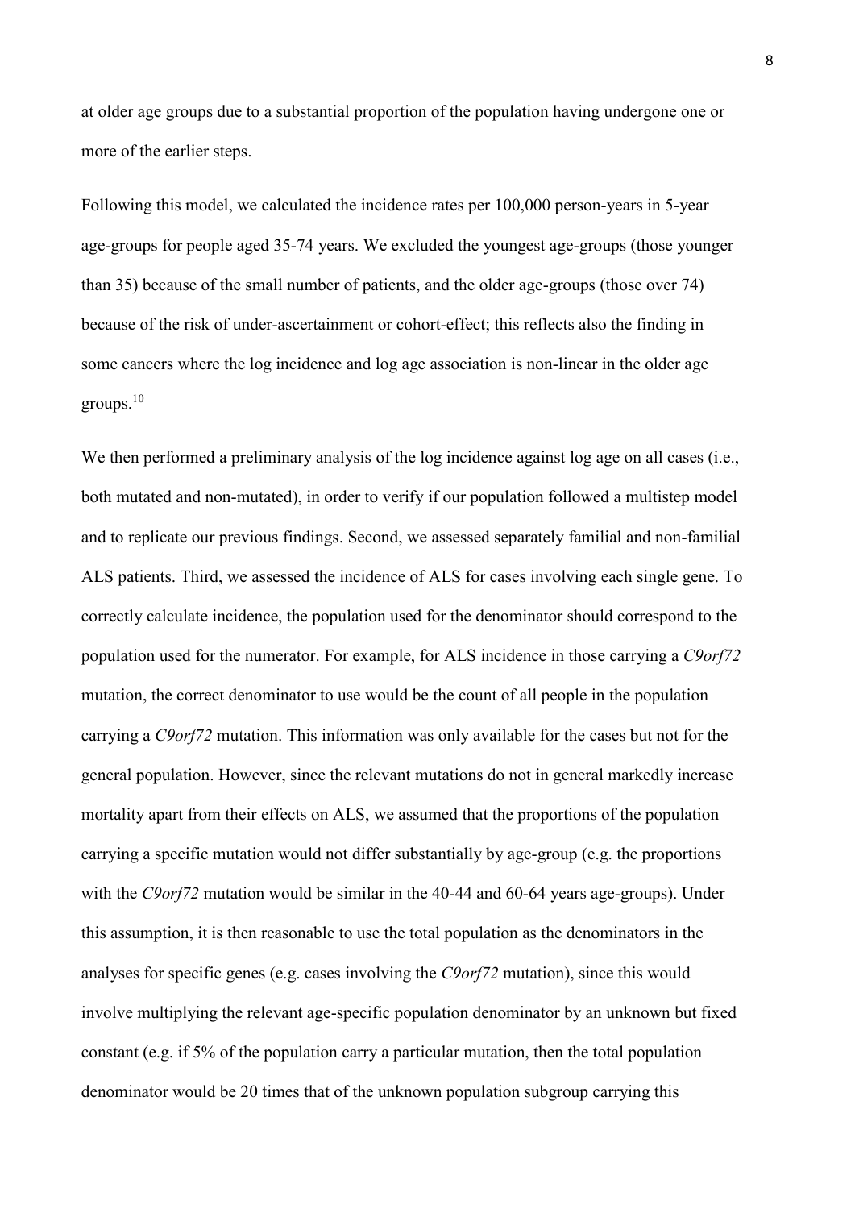at older age groups due to a substantial proportion of the population having undergone one or more of the earlier steps.

Following this model, we calculated the incidence rates per 100,000 person-years in 5-year age-groups for people aged 35-74 years. We excluded the youngest age-groups (those younger than 35) because of the small number of patients, and the older age-groups (those over 74) because of the risk of under-ascertainment or cohort-effect; this reflects also the finding in some cancers where the log incidence and log age association is non-linear in the older age groups.[10]

We then performed a preliminary analysis of the log incidence against log age on all cases (i.e., both mutated and non-mutated), in order to verify if our population followed a multistep model and to replicate our previous findings. Second, we assessed separately familial and non-familial ALS patients. Third, we assessed the incidence of ALS for cases involving each single gene. To correctly calculate incidence, the population used for the denominator should correspond to the population used for the numerator. For example, for ALS incidence in those carrying a *C9orf72* mutation, the correct denominator to use would be the count of all people in the population carrying a *C9orf72* mutation. This information was only available for the cases but not for the general population. However, since the relevant mutations do not in general markedly increase mortality apart from their effects on ALS, we assumed that the proportions of the population carrying a specific mutation would not differ substantially by age-group (e.g. the proportions with the *C9orf72* mutation would be similar in the 40-44 and 60-64 years age-groups). Under this assumption, it is then reasonable to use the total population as the denominators in the analyses for specific genes (e.g. cases involving the *C9orf72* mutation), since this would involve multiplying the relevant age-specific population denominator by an unknown but fixed constant (e.g. if 5% of the population carry a particular mutation, then the total population denominator would be 20 times that of the unknown population subgroup carrying this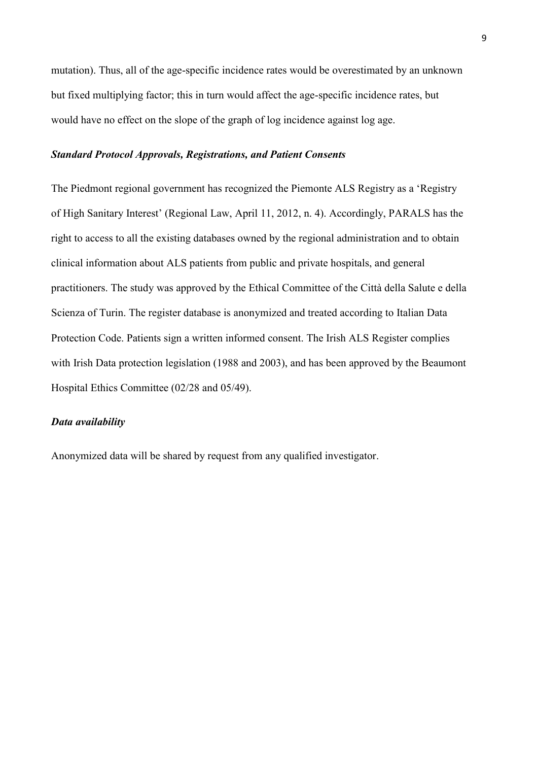mutation). Thus, all of the age-specific incidence rates would be overestimated by an unknown but fixed multiplying factor; this in turn would affect the age-specific incidence rates, but would have no effect on the slope of the graph of log incidence against log age.

### *Standard Protocol Approvals, Registrations, and Patient Consents*

The Piedmont regional government has recognized the Piemonte ALS Registry as a 'Registry of High Sanitary Interest' (Regional Law, April 11, 2012, n. 4). Accordingly, PARALS has the right to access to all the existing databases owned by the regional administration and to obtain clinical information about ALS patients from public and private hospitals, and general practitioners. The study was approved by the Ethical Committee of the Città della Salute e della Scienza of Turin. The register database is anonymized and treated according to Italian Data Protection Code. Patients sign a written informed consent. The Irish ALS Register complies with Irish Data protection legislation (1988 and 2003), and has been approved by the Beaumont Hospital Ethics Committee (02/28 and 05/49).

### *Data availability*

Anonymized data will be shared by request from any qualified investigator.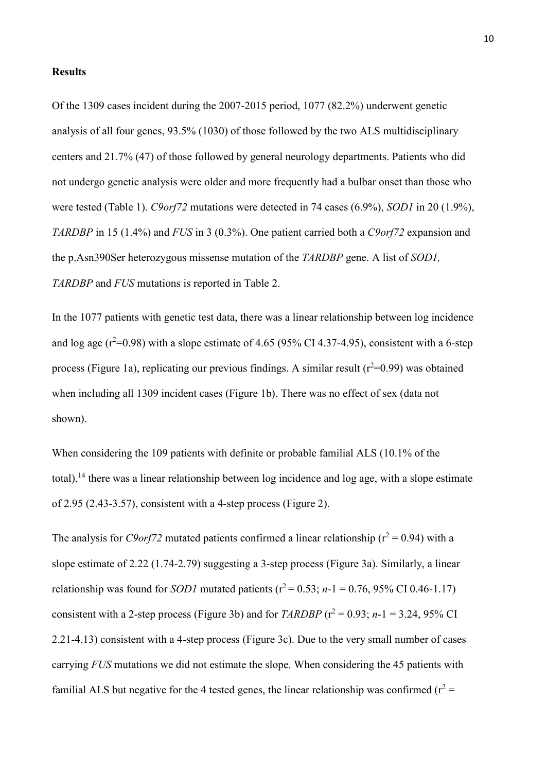**Results**

Of the 1309 cases incident during the 2007-2015 period, 1077 (82.2%) underwent genetic analysis of all four genes, 93.5% (1030) of those followed by the two ALS multidisciplinary centers and 21.7% (47) of those followed by general neurology departments. Patients who did not undergo genetic analysis were older and more frequently had a bulbar onset than those who were tested (Table 1). *C9orf72* mutations were detected in 74 cases (6.9%), *SOD1* in 20 (1.9%), *TARDBP* in 15 (1.4%) and *FUS* in 3 (0.3%). One patient carried both a *C9orf72* expansion and the p.Asn390Ser heterozygous missense mutation of the *TARDBP* gene. A list of *SOD1, TARDBP* and *FUS* mutations is reported in Table 2.

In the 1077 patients with genetic test data, there was a linear relationship between log incidence and log age ($r^2$=0.98) with a slope estimate of 4.65 (95% CI 4.37-4.95), consistent with a 6-step process (Figure 1a), replicating our previous findings. A similar result ($r^2$=0.99) was obtained when including all 1309 incident cases (Figure 1b). There was no effect of sex (data not shown).

When considering the 109 patients with definite or probable familial ALS (10.1% of the total),[14] there was a linear relationship between log incidence and log age, with a slope estimate of 2.95 (2.43-3.57), consistent with a 4-step process (Figure 2).

The analysis for *C9orf72* mutated patients confirmed a linear relationship ($r^2$ = 0.94) with a slope estimate of 2.22 (1.74-2.79) suggesting a 3-step process (Figure 3a). Similarly, a linear relationship was found for *SOD1* mutated patients ($r^2$ = 0.53; $n$-1 = 0.76, 95% CI 0.46-1.17) consistent with a 2-step process (Figure 3b) and for *TARDBP* ($r^2$ = 0.93; $n$-1 = 3.24, 95% CI 2.21-4.13) consistent with a 4-step process (Figure 3c). Due to the very small number of cases carrying *FUS* mutations we did not estimate the slope. When considering the 45 patients with familial ALS but negative for the 4 tested genes, the linear relationship was confirmed ($r^2$ =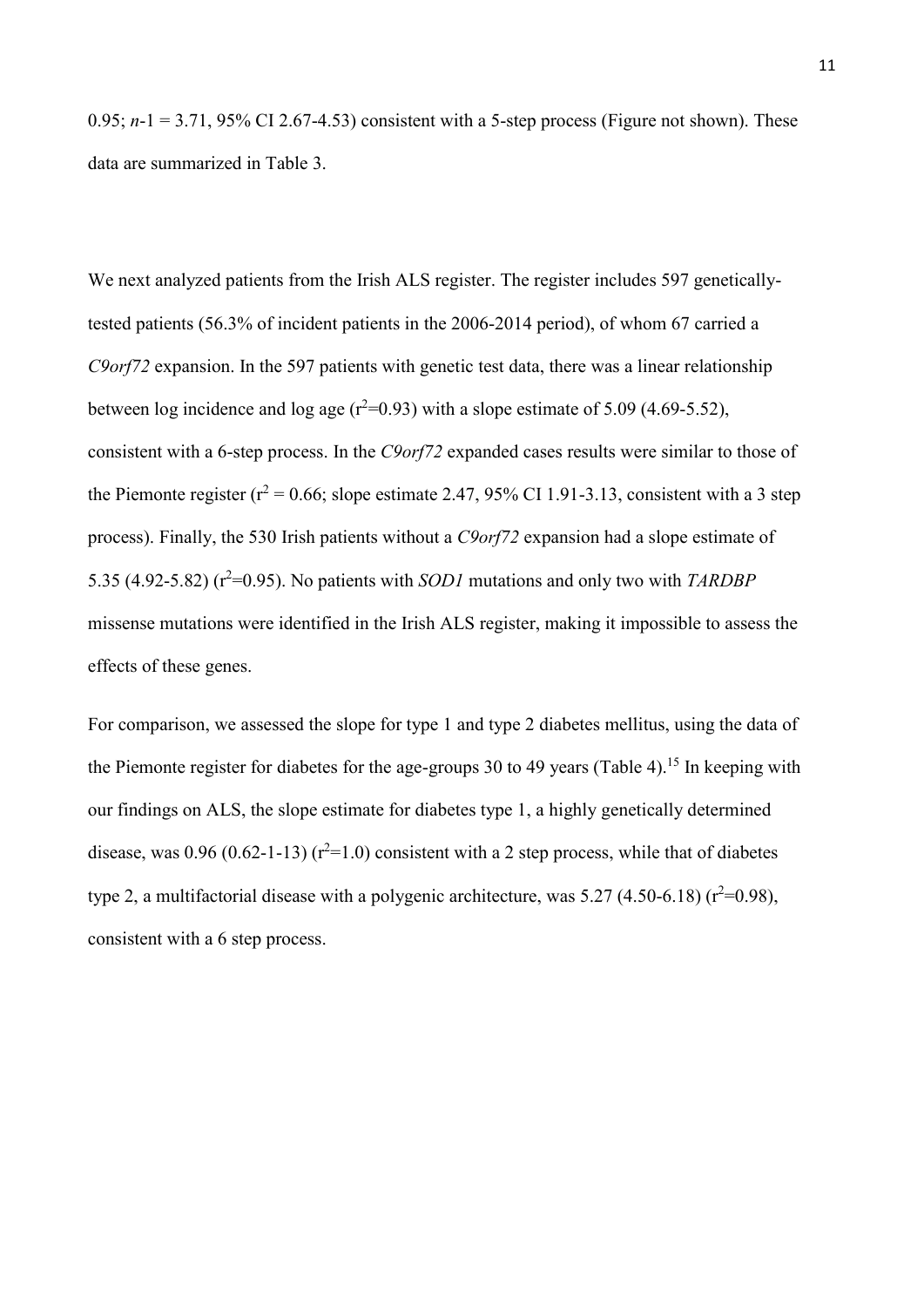0.95; $n$-1 = 3.71, 95% CI 2.67-4.53) consistent with a 5-step process (Figure not shown). These data are summarized in Table 3.

We next analyzed patients from the Irish ALS register. The register includes 597 genetically-tested patients (56.3% of incident patients in the 2006-2014 period), of whom 67 carried a *C9orf72* expansion. In the 597 patients with genetic test data, there was a linear relationship between log incidence and log age ($r^2$=0.93) with a slope estimate of 5.09 (4.69-5.52), consistent with a 6-step process. In the *C9orf72* expanded cases results were similar to those of the Piemonte register ($r^2$ = 0.66; slope estimate 2.47, 95% CI 1.91-3.13, consistent with a 3 step process). Finally, the 530 Irish patients without a *C9orf72* expansion had a slope estimate of 5.35 (4.92-5.82) ($r^2$=0.95). No patients with *SOD1* mutations and only two with *TARDBP* missense mutations were identified in the Irish ALS register, making it impossible to assess the effects of these genes.

For comparison, we assessed the slope for type 1 and type 2 diabetes mellitus, using the data of the Piemonte register for diabetes for the age-groups 30 to 49 years (Table 4).[15] In keeping with our findings on ALS, the slope estimate for diabetes type 1, a highly genetically determined disease, was 0.96 (0.62-1-13) ($r^2$=1.0) consistent with a 2 step process, while that of diabetes type 2, a multifactorial disease with a polygenic architecture, was 5.27 (4.50-6.18) ($r^2$=0.98), consistent with a 6 step process.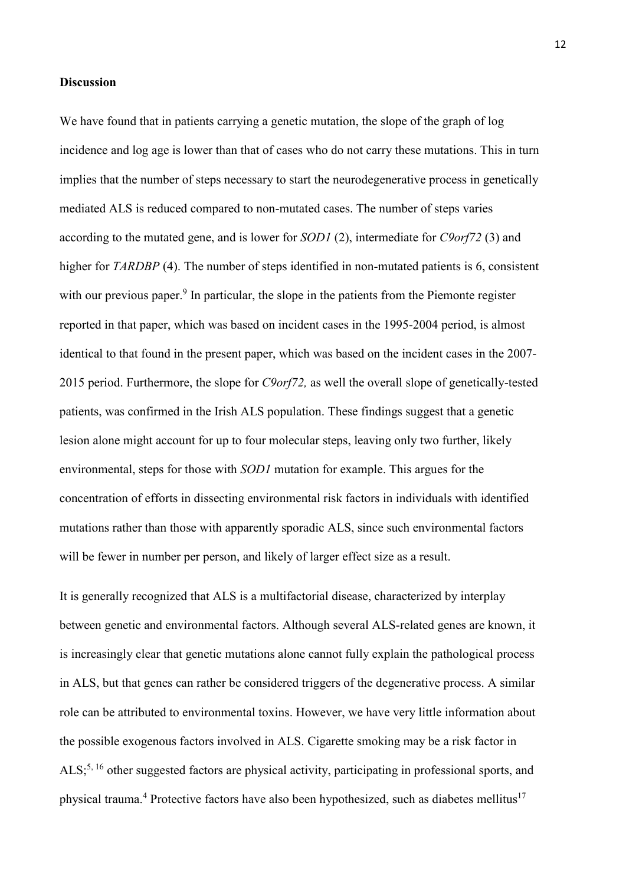## Discussion

We have found that in patients carrying a genetic mutation, the slope of the graph of log incidence and log age is lower than that of cases who do not carry these mutations. This in turn implies that the number of steps necessary to start the neurodegenerative process in genetically mediated ALS is reduced compared to non-mutated cases. The number of steps varies according to the mutated gene, and is lower for *SOD1* (2), intermediate for *C9orf72* (3) and higher for *TARDBP* (4). The number of steps identified in non-mutated patients is 6, consistent with our previous paper.[9] In particular, the slope in the patients from the Piemonte register reported in that paper, which was based on incident cases in the 1995-2004 period, is almost identical to that found in the present paper, which was based on the incident cases in the 2007-2015 period. Furthermore, the slope for *C9orf72,* as well the overall slope of genetically-tested patients, was confirmed in the Irish ALS population. These findings suggest that a genetic lesion alone might account for up to four molecular steps, leaving only two further, likely environmental, steps for those with *SOD1* mutation for example. This argues for the concentration of efforts in dissecting environmental risk factors in individuals with identified mutations rather than those with apparently sporadic ALS, since such environmental factors will be fewer in number per person, and likely of larger effect size as a result.

It is generally recognized that ALS is a multifactorial disease, characterized by interplay between genetic and environmental factors. Although several ALS-related genes are known, it is increasingly clear that genetic mutations alone cannot fully explain the pathological process in ALS, but that genes can rather be considered triggers of the degenerative process. A similar role can be attributed to environmental toxins. However, we have very little information about the possible exogenous factors involved in ALS. Cigarette smoking may be a risk factor in ALS;[5, 16] other suggested factors are physical activity, participating in professional sports, and physical trauma.[4] Protective factors have also been hypothesized, such as diabetes mellitus[17]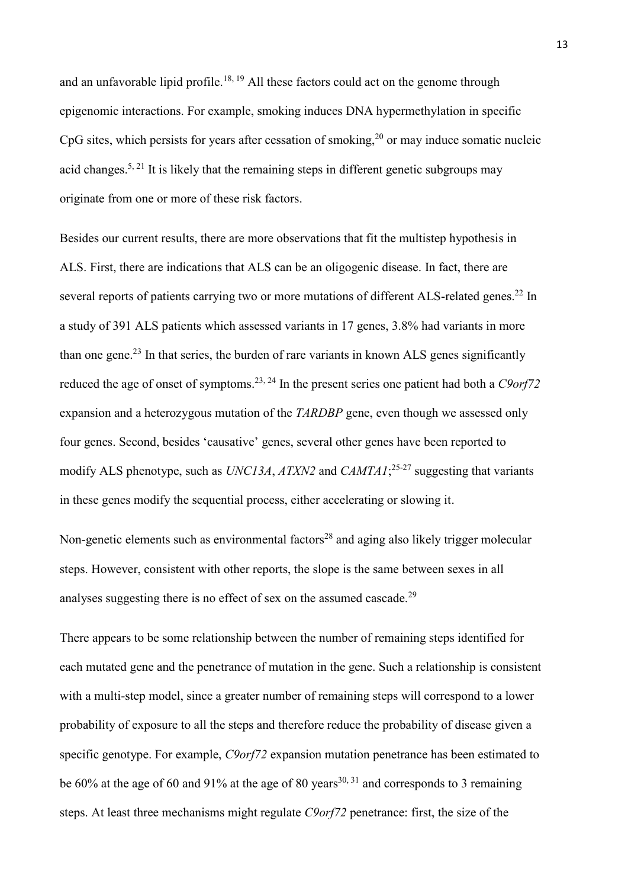and an unfavorable lipid profile.[18, 19] All these factors could act on the genome through epigenomic interactions. For example, smoking induces DNA hypermethylation in specific CpG sites, which persists for years after cessation of smoking,[20] or may induce somatic nucleic acid changes.[5, 21] It is likely that the remaining steps in different genetic subgroups may originate from one or more of these risk factors.

Besides our current results, there are more observations that fit the multistep hypothesis in ALS. First, there are indications that ALS can be an oligogenic disease. In fact, there are several reports of patients carrying two or more mutations of different ALS-related genes.[22] In a study of 391 ALS patients which assessed variants in 17 genes, 3.8% had variants in more than one gene.[23] In that series, the burden of rare variants in known ALS genes significantly reduced the age of onset of symptoms.[23, 24] In the present series one patient had both a *C9orf72* expansion and a heterozygous mutation of the *TARDBP* gene, even though we assessed only four genes. Second, besides 'causative' genes, several other genes have been reported to modify ALS phenotype, such as *UNC13A*, *ATXN2* and *CAMTA1*;[25-27] suggesting that variants in these genes modify the sequential process, either accelerating or slowing it.

Non-genetic elements such as environmental factors[28] and aging also likely trigger molecular steps. However, consistent with other reports, the slope is the same between sexes in all analyses suggesting there is no effect of sex on the assumed cascade.[29]

There appears to be some relationship between the number of remaining steps identified for each mutated gene and the penetrance of mutation in the gene. Such a relationship is consistent with a multi-step model, since a greater number of remaining steps will correspond to a lower probability of exposure to all the steps and therefore reduce the probability of disease given a specific genotype. For example, *C9orf72* expansion mutation penetrance has been estimated to be 60% at the age of 60 and 91% at the age of 80 years[30, 31] and corresponds to 3 remaining steps. At least three mechanisms might regulate *C9orf72* penetrance: first, the size of the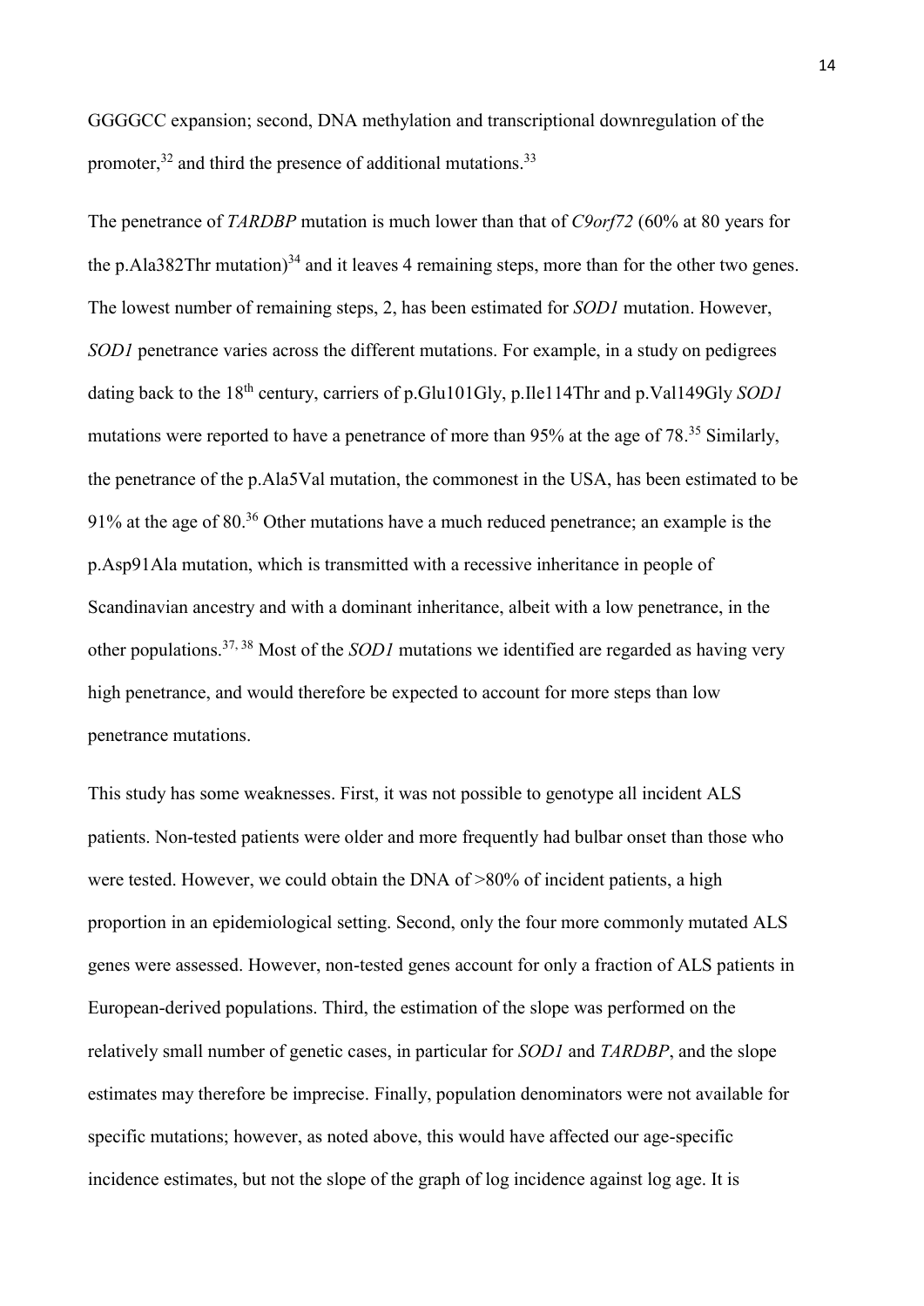GGGGCC expansion; second, DNA methylation and transcriptional downregulation of the promoter,[32] and third the presence of additional mutations.[33]

The penetrance of *TARDBP* mutation is much lower than that of *C9orf72* (60% at 80 years for the p.Ala382Thr mutation)[34] and it leaves 4 remaining steps, more than for the other two genes. The lowest number of remaining steps, 2, has been estimated for *SOD1* mutation. However, *SOD1* penetrance varies across the different mutations. For example, in a study on pedigrees dating back to the 18th century, carriers of p.Glu101Gly, p.Ile114Thr and p.Val149Gly *SOD1* mutations were reported to have a penetrance of more than 95% at the age of 78.[35] Similarly, the penetrance of the p.Ala5Val mutation, the commonest in the USA, has been estimated to be 91% at the age of 80.[36] Other mutations have a much reduced penetrance; an example is the p.Asp91Ala mutation, which is transmitted with a recessive inheritance in people of Scandinavian ancestry and with a dominant inheritance, albeit with a low penetrance, in the other populations.[37, 38] Most of the *SOD1* mutations we identified are regarded as having very high penetrance, and would therefore be expected to account for more steps than low penetrance mutations.

This study has some weaknesses. First, it was not possible to genotype all incident ALS patients. Non-tested patients were older and more frequently had bulbar onset than those who were tested. However, we could obtain the DNA of >80% of incident patients, a high proportion in an epidemiological setting. Second, only the four more commonly mutated ALS genes were assessed. However, non-tested genes account for only a fraction of ALS patients in European-derived populations. Third, the estimation of the slope was performed on the relatively small number of genetic cases, in particular for *SOD1* and *TARDBP*, and the slope estimates may therefore be imprecise. Finally, population denominators were not available for specific mutations; however, as noted above, this would have affected our age-specific incidence estimates, but not the slope of the graph of log incidence against log age. It is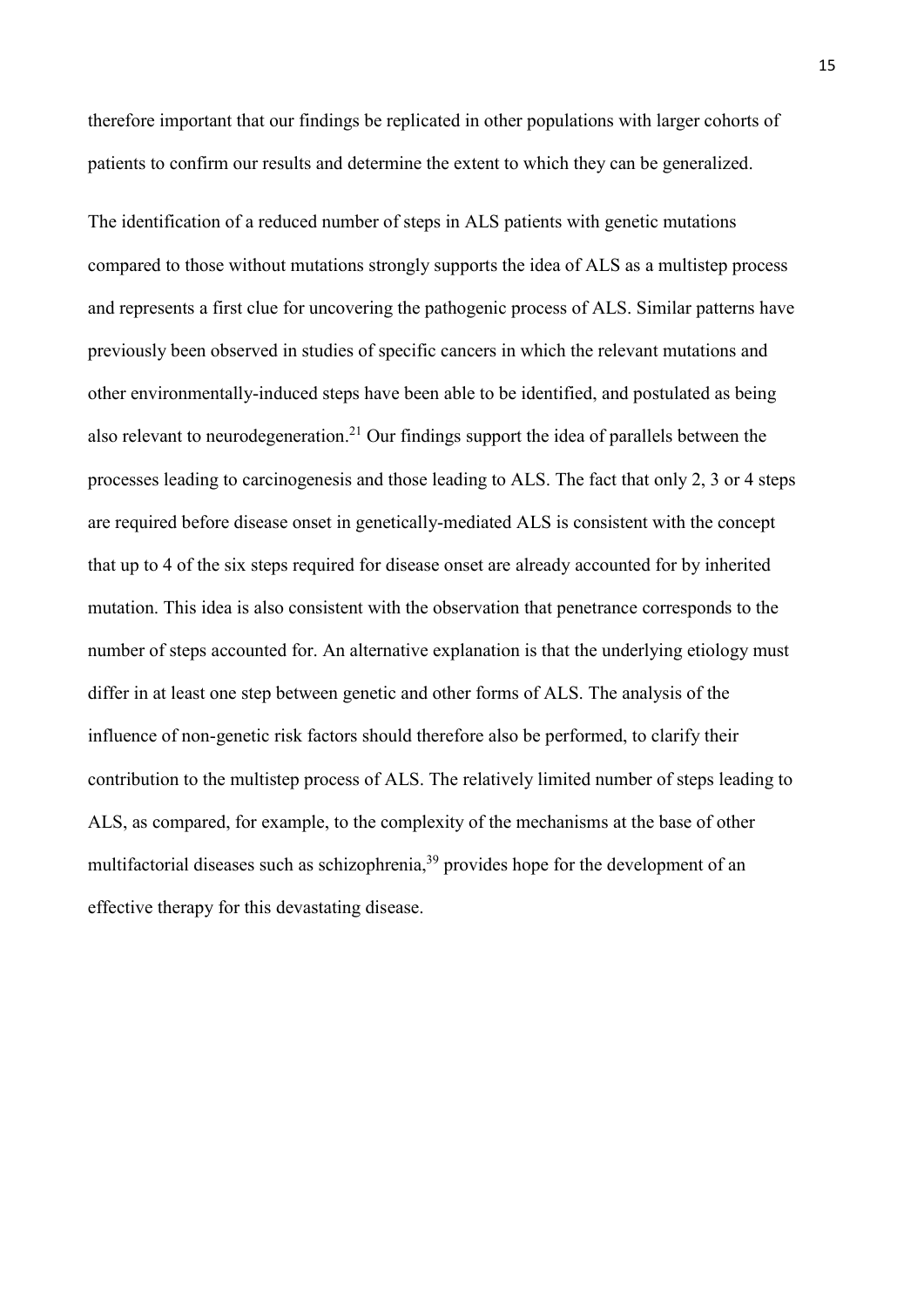therefore important that our findings be replicated in other populations with larger cohorts of patients to confirm our results and determine the extent to which they can be generalized.

The identification of a reduced number of steps in ALS patients with genetic mutations compared to those without mutations strongly supports the idea of ALS as a multistep process and represents a first clue for uncovering the pathogenic process of ALS. Similar patterns have previously been observed in studies of specific cancers in which the relevant mutations and other environmentally-induced steps have been able to be identified, and postulated as being also relevant to neurodegeneration.[21] Our findings support the idea of parallels between the processes leading to carcinogenesis and those leading to ALS. The fact that only 2, 3 or 4 steps are required before disease onset in genetically-mediated ALS is consistent with the concept that up to 4 of the six steps required for disease onset are already accounted for by inherited mutation. This idea is also consistent with the observation that penetrance corresponds to the number of steps accounted for. An alternative explanation is that the underlying etiology must differ in at least one step between genetic and other forms of ALS. The analysis of the influence of non-genetic risk factors should therefore also be performed, to clarify their contribution to the multistep process of ALS. The relatively limited number of steps leading to ALS, as compared, for example, to the complexity of the mechanisms at the base of other multifactorial diseases such as schizophrenia,[39] provides hope for the development of an effective therapy for this devastating disease.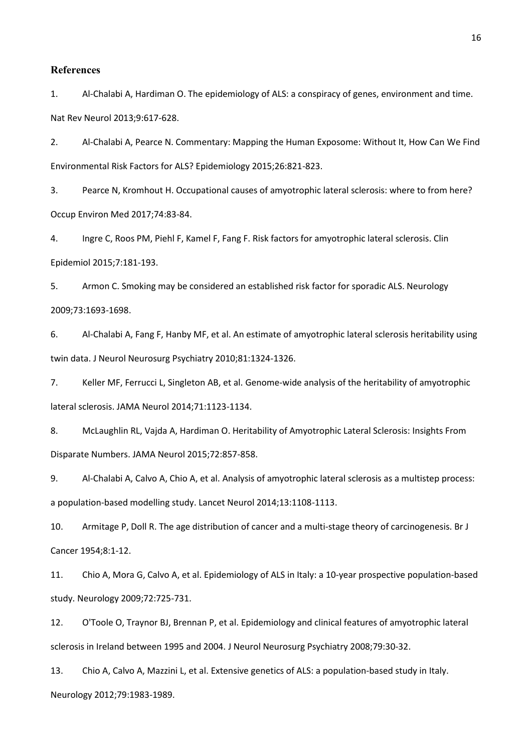## References

1. Al-Chalabi A, Hardiman O. The epidemiology of ALS: a conspiracy of genes, environment and time. Nat Rev Neurol 2013;9:617-628.

2. Al-Chalabi A, Pearce N. Commentary: Mapping the Human Exposome: Without It, How Can We Find Environmental Risk Factors for ALS? Epidemiology 2015;26:821-823.

3. Pearce N, Kromhout H. Occupational causes of amyotrophic lateral sclerosis: where to from here? Occup Environ Med 2017;74:83-84.

4. Ingre C, Roos PM, Piehl F, Kamel F, Fang F. Risk factors for amyotrophic lateral sclerosis. Clin Epidemiol 2015;7:181-193.

5. Armon C. Smoking may be considered an established risk factor for sporadic ALS. Neurology 2009;73:1693-1698.

6. Al-Chalabi A, Fang F, Hanby MF, et al. An estimate of amyotrophic lateral sclerosis heritability using twin data. J Neurol Neurosurg Psychiatry 2010;81:1324-1326.

7. Keller MF, Ferrucci L, Singleton AB, et al. Genome-wide analysis of the heritability of amyotrophic lateral sclerosis. JAMA Neurol 2014;71:1123-1134.

8. McLaughlin RL, Vajda A, Hardiman O. Heritability of Amyotrophic Lateral Sclerosis: Insights From Disparate Numbers. JAMA Neurol 2015;72:857-858.

9. Al-Chalabi A, Calvo A, Chio A, et al. Analysis of amyotrophic lateral sclerosis as a multistep process: a population-based modelling study. Lancet Neurol 2014;13:1108-1113.

10. Armitage P, Doll R. The age distribution of cancer and a multi-stage theory of carcinogenesis. Br J Cancer 1954;8:1-12.

11. Chio A, Mora G, Calvo A, et al. Epidemiology of ALS in Italy: a 10-year prospective population-based study. Neurology 2009;72:725-731.

12. O'Toole O, Traynor BJ, Brennan P, et al. Epidemiology and clinical features of amyotrophic lateral sclerosis in Ireland between 1995 and 2004. J Neurol Neurosurg Psychiatry 2008;79:30-32.

13. Chio A, Calvo A, Mazzini L, et al. Extensive genetics of ALS: a population-based study in Italy. Neurology 2012;79:1983-1989.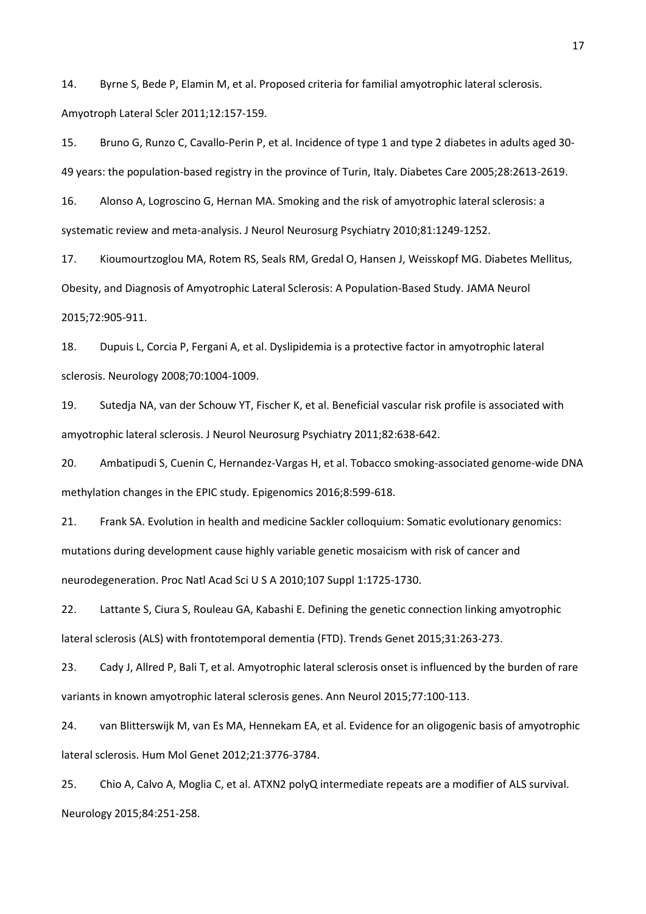14. Byrne S, Bede P, Elamin M, et al. Proposed criteria for familial amyotrophic lateral sclerosis. Amyotroph Lateral Scler 2011;12:157-159.

15. Bruno G, Runzo C, Cavallo-Perin P, et al. Incidence of type 1 and type 2 diabetes in adults aged 30-49 years: the population-based registry in the province of Turin, Italy. Diabetes Care 2005;28:2613-2619.

16. Alonso A, Logroscino G, Hernan MA. Smoking and the risk of amyotrophic lateral sclerosis: a systematic review and meta-analysis. J Neurol Neurosurg Psychiatry 2010;81:1249-1252.

17. Kioumourtzoglou MA, Rotem RS, Seals RM, Gredal O, Hansen J, Weisskopf MG. Diabetes Mellitus, Obesity, and Diagnosis of Amyotrophic Lateral Sclerosis: A Population-Based Study. JAMA Neurol 2015;72:905-911.

18. Dupuis L, Corcia P, Fergani A, et al. Dyslipidemia is a protective factor in amyotrophic lateral sclerosis. Neurology 2008;70:1004-1009.

19. Sutedja NA, van der Schouw YT, Fischer K, et al. Beneficial vascular risk profile is associated with amyotrophic lateral sclerosis. J Neurol Neurosurg Psychiatry 2011;82:638-642.

20. Ambatipudi S, Cuenin C, Hernandez-Vargas H, et al. Tobacco smoking-associated genome-wide DNA methylation changes in the EPIC study. Epigenomics 2016;8:599-618.

21. Frank SA. Evolution in health and medicine Sackler colloquium: Somatic evolutionary genomics: mutations during development cause highly variable genetic mosaicism with risk of cancer and neurodegeneration. Proc Natl Acad Sci U S A 2010;107 Suppl 1:1725-1730.

22. Lattante S, Ciura S, Rouleau GA, Kabashi E. Defining the genetic connection linking amyotrophic lateral sclerosis (ALS) with frontotemporal dementia (FTD). Trends Genet 2015;31:263-273.

23. Cady J, Allred P, Bali T, et al. Amyotrophic lateral sclerosis onset is influenced by the burden of rare variants in known amyotrophic lateral sclerosis genes. Ann Neurol 2015;77:100-113.

24. van Blitterswijk M, van Es MA, Hennekam EA, et al. Evidence for an oligogenic basis of amyotrophic lateral sclerosis. Hum Mol Genet 2012;21:3776-3784.

25. Chio A, Calvo A, Moglia C, et al. ATXN2 polyQ intermediate repeats are a modifier of ALS survival. Neurology 2015;84:251-258.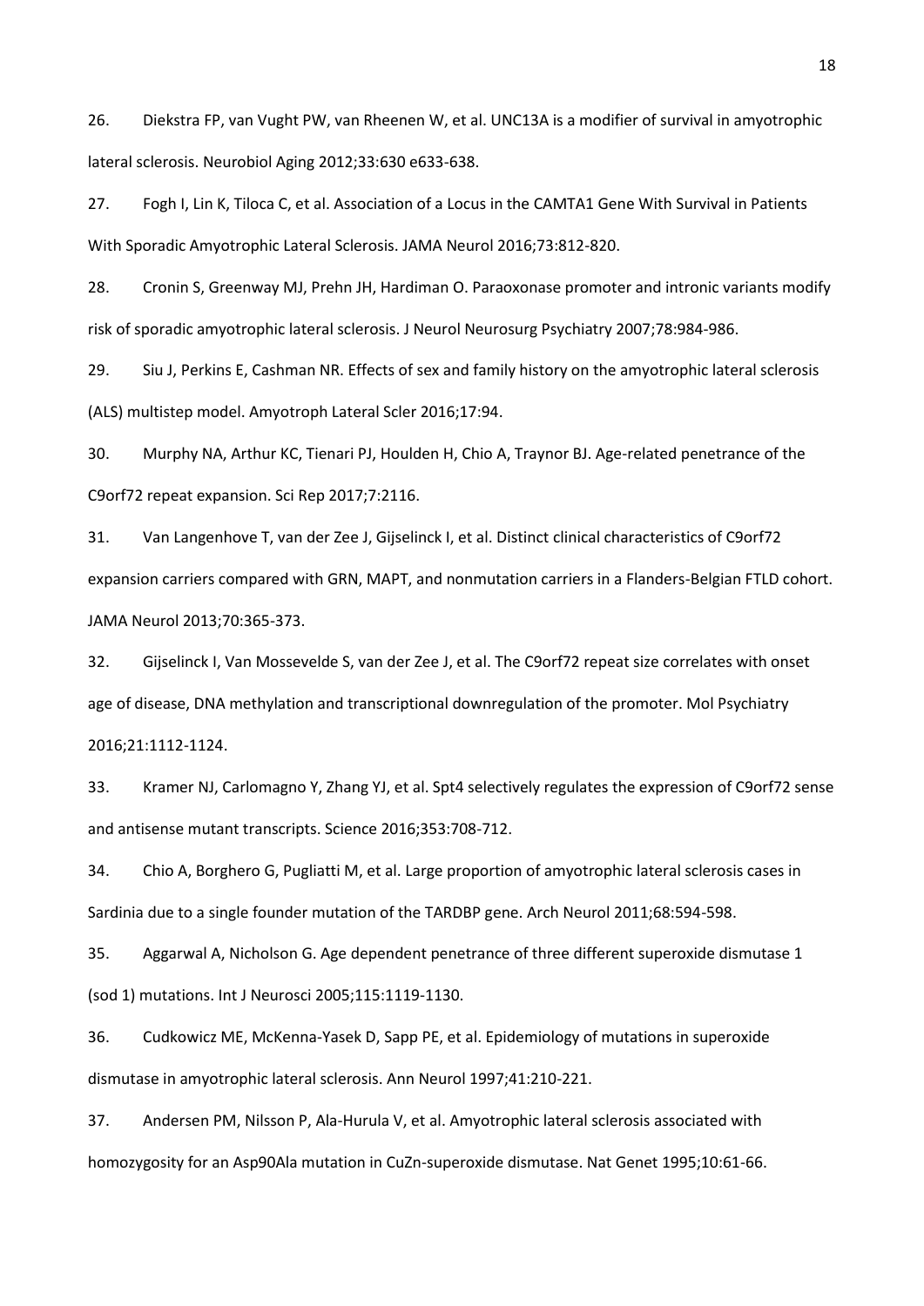26. Diekstra FP, van Vught PW, van Rheenen W, et al. UNC13A is a modifier of survival in amyotrophic lateral sclerosis. Neurobiol Aging 2012;33:630 e633-638.

27. Fogh I, Lin K, Tiloca C, et al. Association of a Locus in the CAMTA1 Gene With Survival in Patients With Sporadic Amyotrophic Lateral Sclerosis. JAMA Neurol 2016;73:812-820.

28. Cronin S, Greenway MJ, Prehn JH, Hardiman O. Paraoxonase promoter and intronic variants modify risk of sporadic amyotrophic lateral sclerosis. J Neurol Neurosurg Psychiatry 2007;78:984-986.

29. Siu J, Perkins E, Cashman NR. Effects of sex and family history on the amyotrophic lateral sclerosis (ALS) multistep model. Amyotroph Lateral Scler 2016;17:94.

30. Murphy NA, Arthur KC, Tienari PJ, Houlden H, Chio A, Traynor BJ. Age-related penetrance of the C9orf72 repeat expansion. Sci Rep 2017;7:2116.

31. Van Langenhove T, van der Zee J, Gijselinck I, et al. Distinct clinical characteristics of C9orf72 expansion carriers compared with GRN, MAPT, and nonmutation carriers in a Flanders-Belgian FTLD cohort. JAMA Neurol 2013;70:365-373.

32. Gijselinck I, Van Mossevelde S, van der Zee J, et al. The C9orf72 repeat size correlates with onset age of disease, DNA methylation and transcriptional downregulation of the promoter. Mol Psychiatry 2016;21:1112-1124.

33. Kramer NJ, Carlomagno Y, Zhang YJ, et al. Spt4 selectively regulates the expression of C9orf72 sense and antisense mutant transcripts. Science 2016;353:708-712.

34. Chio A, Borghero G, Pugliatti M, et al. Large proportion of amyotrophic lateral sclerosis cases in Sardinia due to a single founder mutation of the TARDBP gene. Arch Neurol 2011;68:594-598.

35. Aggarwal A, Nicholson G. Age dependent penetrance of three different superoxide dismutase 1 (sod 1) mutations. Int J Neurosci 2005;115:1119-1130.

36. Cudkowicz ME, McKenna-Yasek D, Sapp PE, et al. Epidemiology of mutations in superoxide dismutase in amyotrophic lateral sclerosis. Ann Neurol 1997;41:210-221.

37. Andersen PM, Nilsson P, Ala-Hurula V, et al. Amyotrophic lateral sclerosis associated with homozygosity for an Asp90Ala mutation in CuZn-superoxide dismutase. Nat Genet 1995;10:61-66.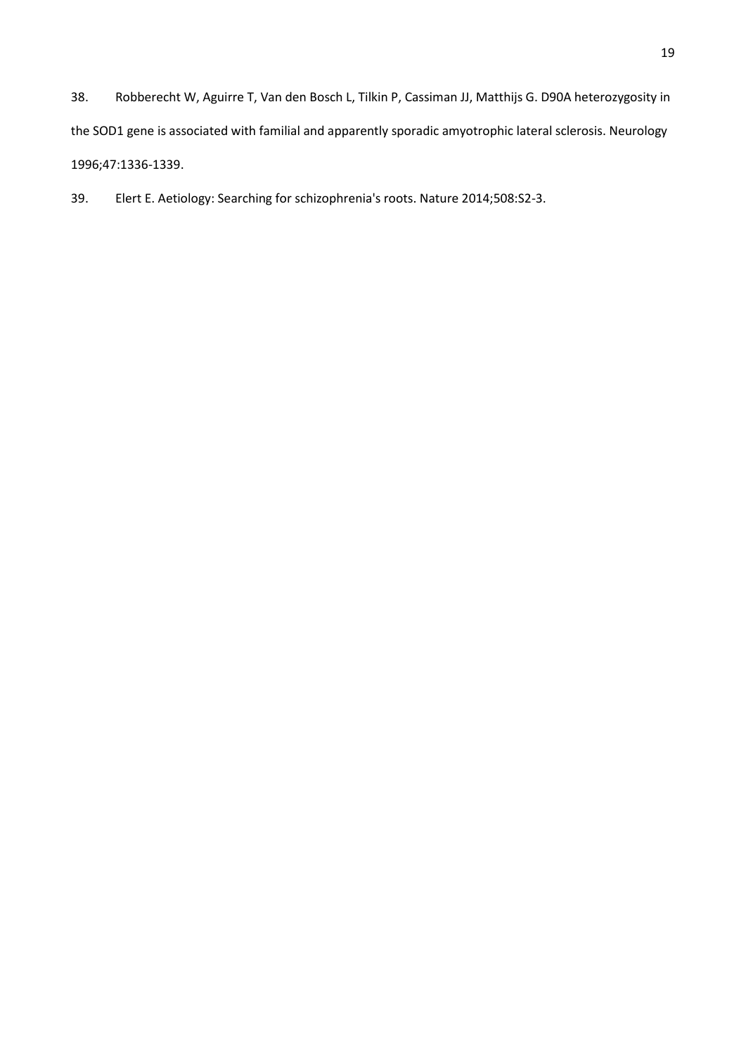38. Robberecht W, Aguirre T, Van den Bosch L, Tilkin P, Cassiman JJ, Matthijs G. D90A heterozygosity in the SOD1 gene is associated with familial and apparently sporadic amyotrophic lateral sclerosis. Neurology 1996;47:1336-1339.

39. Elert E. Aetiology: Searching for schizophrenia's roots. Nature 2014;508:S2-3.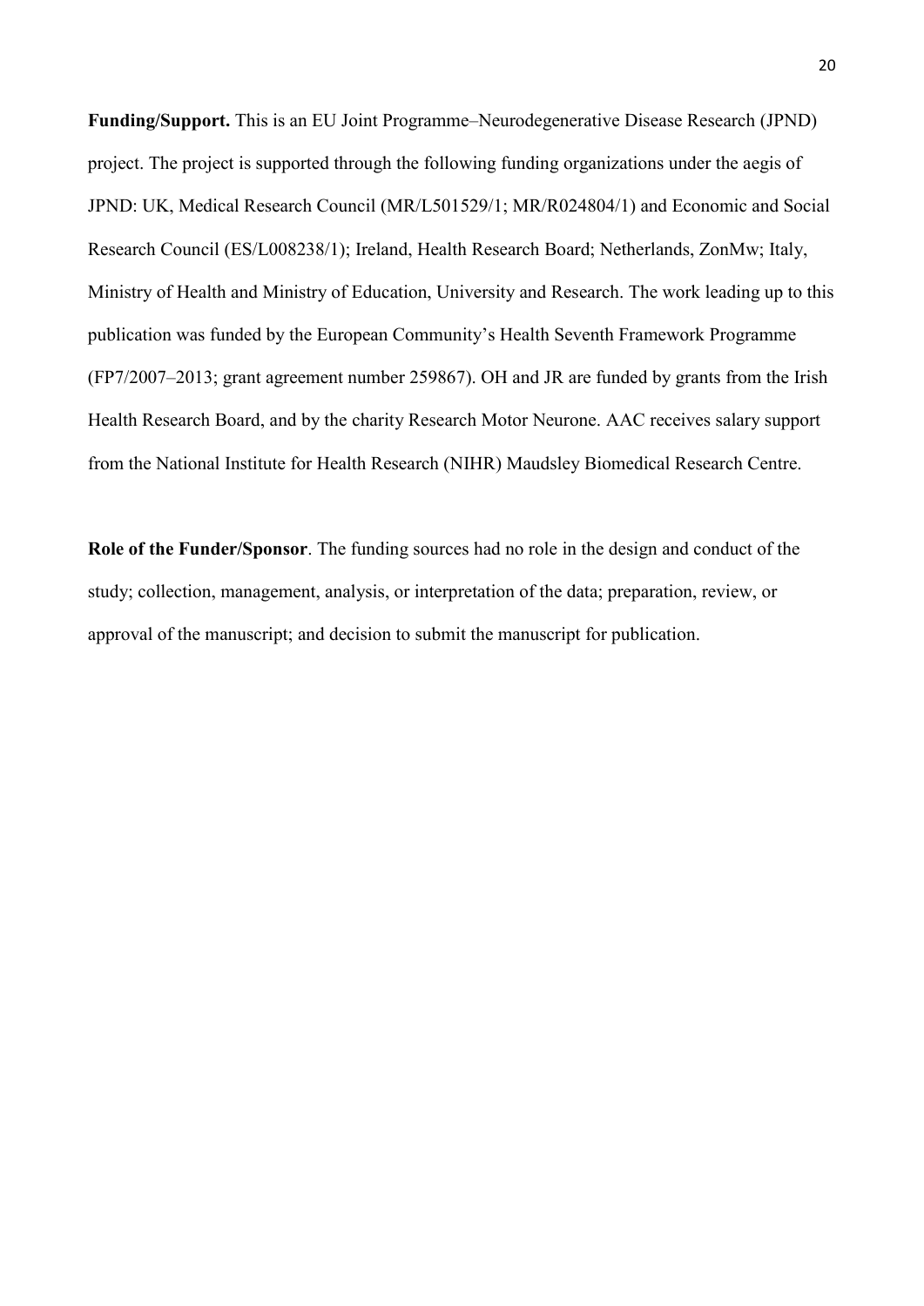**Funding/Support.** This is an EU Joint Programme–Neurodegenerative Disease Research (JPND) project. The project is supported through the following funding organizations under the aegis of JPND: UK, Medical Research Council (MR/L501529/1; MR/R024804/1) and Economic and Social Research Council (ES/L008238/1); Ireland, Health Research Board; Netherlands, ZonMw; Italy, Ministry of Health and Ministry of Education, University and Research. The work leading up to this publication was funded by the European Community's Health Seventh Framework Programme (FP7/2007–2013; grant agreement number 259867). OH and JR are funded by grants from the Irish Health Research Board, and by the charity Research Motor Neurone. AAC receives salary support from the National Institute for Health Research (NIHR) Maudsley Biomedical Research Centre.

**Role of the Funder/Sponsor**. The funding sources had no role in the design and conduct of the study; collection, management, analysis, or interpretation of the data; preparation, review, or approval of the manuscript; and decision to submit the manuscript for publication.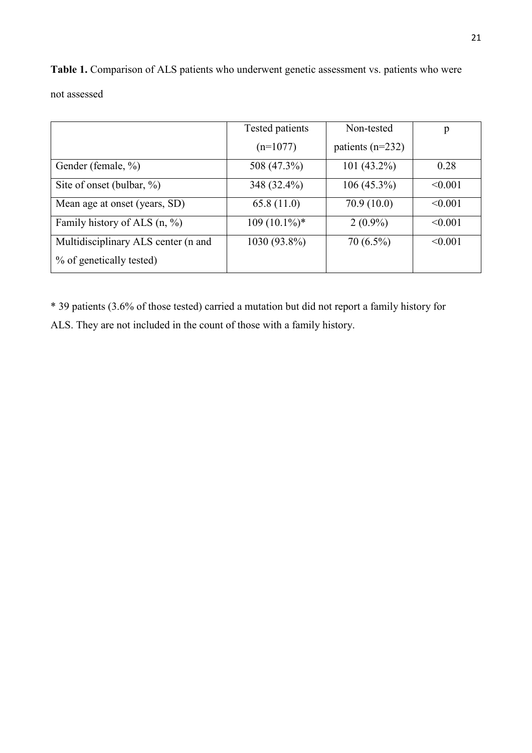**Table 1.** Comparison of ALS patients who underwent genetic assessment vs. patients who were not assessed

| | Tested patients (n=1077) | Non-tested patients (n=232) | p |
|---|---|---|---|
| Gender (female, %) | 508 (47.3%) | 101 (43.2%) | 0.28 |
| Site of onset (bulbar, %) | 348 (32.4%) | 106 (45.3%) | <0.001 |
| Mean age at onset (years, SD) | 65.8 (11.0) | 70.9 (10.0) | <0.001 |
| Family history of ALS (n, %) | 109 (10.1%)* | 2 (0.9%) | <0.001 |
| Multidisciplinary ALS center (n and % of genetically tested) | 1030 (93.8%) | 70 (6.5%) | <0.001 |

\* 39 patients (3.6% of those tested) carried a mutation but did not report a family history for ALS. They are not included in the count of those with a family history.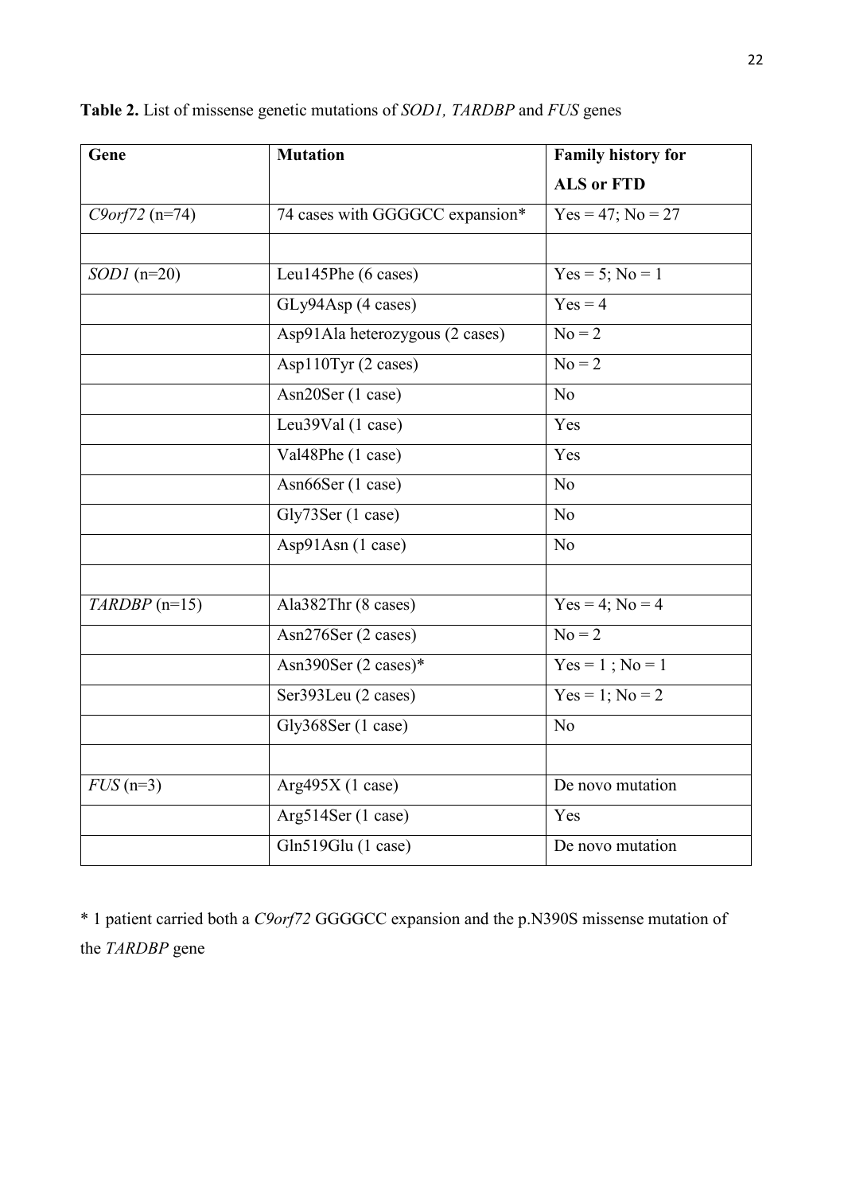**Table 2.** List of missense genetic mutations of *SOD1, TARDBP* and *FUS* genes

| Gene | Mutation | Family history for ALS or FTD |
|---|---|---|
| *C9orf72* (n=74) | 74 cases with GGGGCC expansion* | Yes = 47; No = 27 |
| | | |
| *SOD1* (n=20) | Leu145Phe (6 cases) | Yes = 5; No = 1 |
| | GLy94Asp (4 cases) | Yes = 4 |
| | Asp91Ala heterozygous (2 cases) | No = 2 |
| | Asp110Tyr (2 cases) | No = 2 |
| | Asn20Ser (1 case) | No |
| | Leu39Val (1 case) | Yes |
| | Val48Phe (1 case) | Yes |
| | Asn66Ser (1 case) | No |
| | Gly73Ser (1 case) | No |
| | Asp91Asn (1 case) | No |
| | | |
| *TARDBP* (n=15) | Ala382Thr (8 cases) | Yes = 4; No = 4 |
| | Asn276Ser (2 cases) | No = 2 |
| | Asn390Ser (2 cases)* | Yes = 1 ; No = 1 |
| | Ser393Leu (2 cases) | Yes = 1; No = 2 |
| | Gly368Ser (1 case) | No |
| | | |
| *FUS* (n=3) | Arg495X (1 case) | De novo mutation |
| | Arg514Ser (1 case) | Yes |
| | Gln519Glu (1 case) | De novo mutation |

* 1 patient carried both a *C9orf72* GGGGCC expansion and the p.N390S missense mutation of the *TARDBP* gene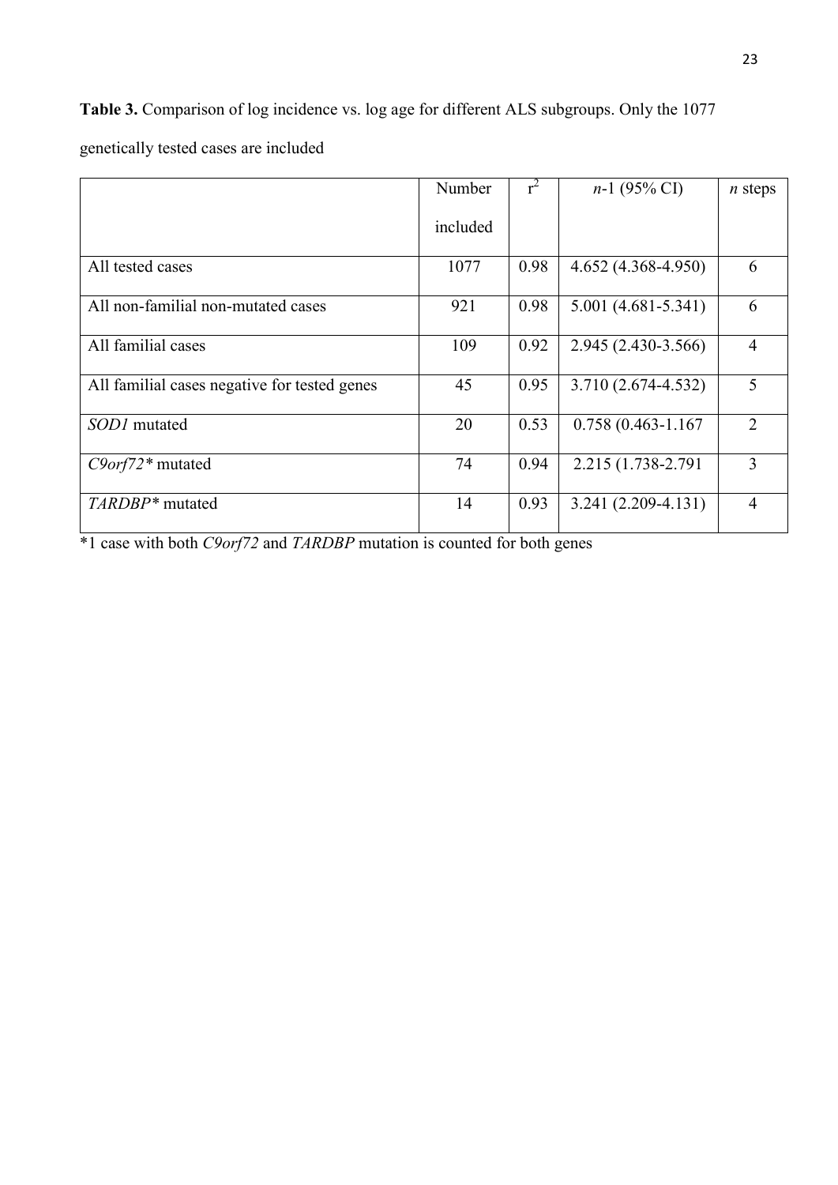**Table 3.** Comparison of log incidence vs. log age for different ALS subgroups. Only the 1077 genetically tested cases are included

| | Number included | $r^2$ | *n*-1 (95% CI) | *n* steps |
|---|---|---|---|---|
| All tested cases | 1077 | 0.98 | 4.652 (4.368-4.950) | 6 |
| All non-familial non-mutated cases | 921 | 0.98 | 5.001 (4.681-5.341) | 6 |
| All familial cases | 109 | 0.92 | 2.945 (2.430-3.566) | 4 |
| All familial cases negative for tested genes | 45 | 0.95 | 3.710 (2.674-4.532) | 5 |
| *SOD1* mutated | 20 | 0.53 | 0.758 (0.463-1.167 | 2 |
| *C9orf72** mutated | 74 | 0.94 | 2.215 (1.738-2.791 | 3 |
| *TARDBP** mutated | 14 | 0.93 | 3.241 (2.209-4.131) | 4 |

*1 case with both *C9orf72* and *TARDBP* mutation is counted for both genes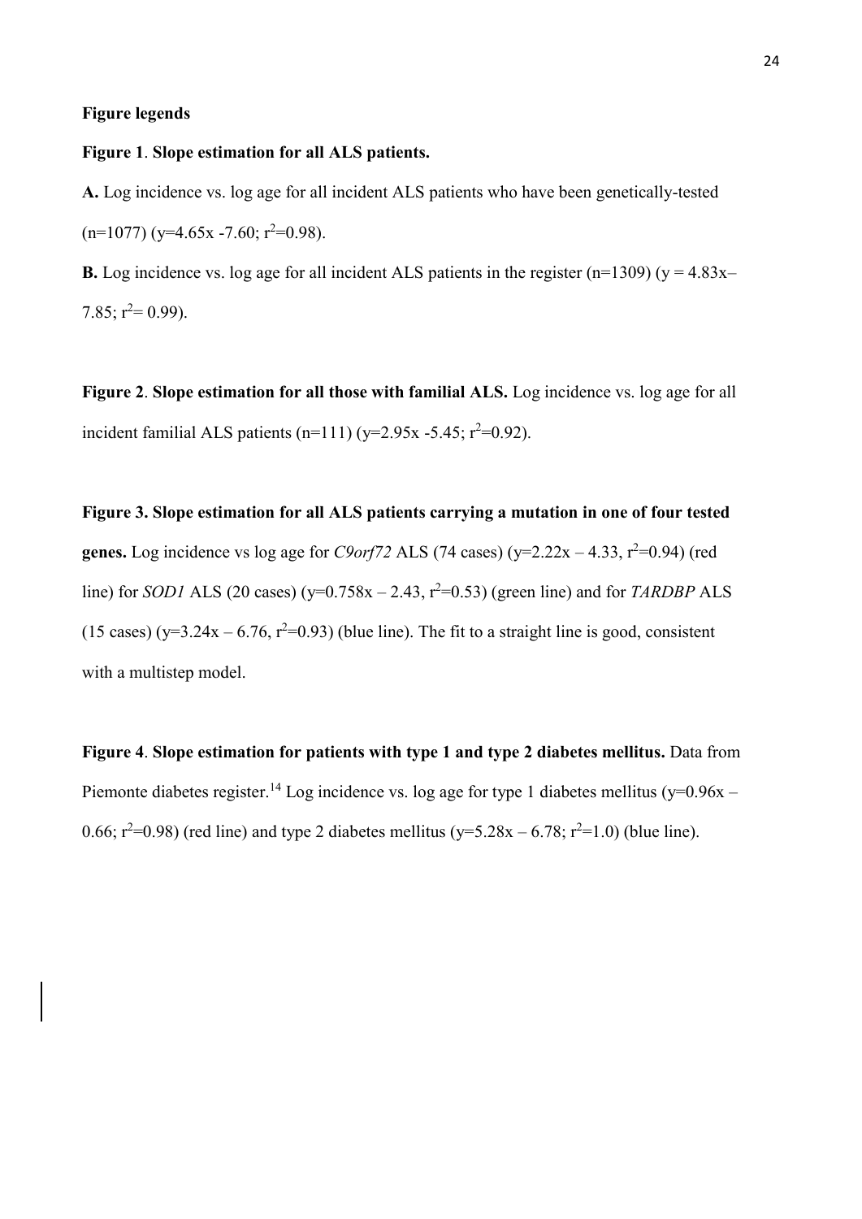**Figure legends**

**Figure 1**. **Slope estimation for all ALS patients.**

**A.** Log incidence vs. log age for all incident ALS patients who have been genetically-tested (n=1077) (y=4.65x -7.60; $r^2$=0.98).

**B.** Log incidence vs. log age for all incident ALS patients in the register (n=1309) (y = 4.83x– 7.85; $r^2$= 0.99).

**Figure 2**. **Slope estimation for all those with familial ALS.** Log incidence vs. log age for all incident familial ALS patients (n=111) (y=2.95x -5.45; $r^2$=0.92).

**Figure 3. Slope estimation for all ALS patients carrying a mutation in one of four tested genes.** Log incidence vs log age for *C9orf72* ALS (74 cases) (y=2.22x – 4.33, $r^2$=0.94) (red line) for *SOD1* ALS (20 cases) (y=0.758x – 2.43, $r^2$=0.53) (green line) and for *TARDBP* ALS (15 cases) (y=3.24x – 6.76, $r^2$=0.93) (blue line). The fit to a straight line is good, consistent with a multistep model.

**Figure 4**. **Slope estimation for patients with type 1 and type 2 diabetes mellitus.** Data from Piemonte diabetes register.[14] Log incidence vs. log age for type 1 diabetes mellitus (y=0.96x – 0.66; $r^2$=0.98) (red line) and type 2 diabetes mellitus (y=5.28x – 6.78; $r^2$=1.0) (blue line).